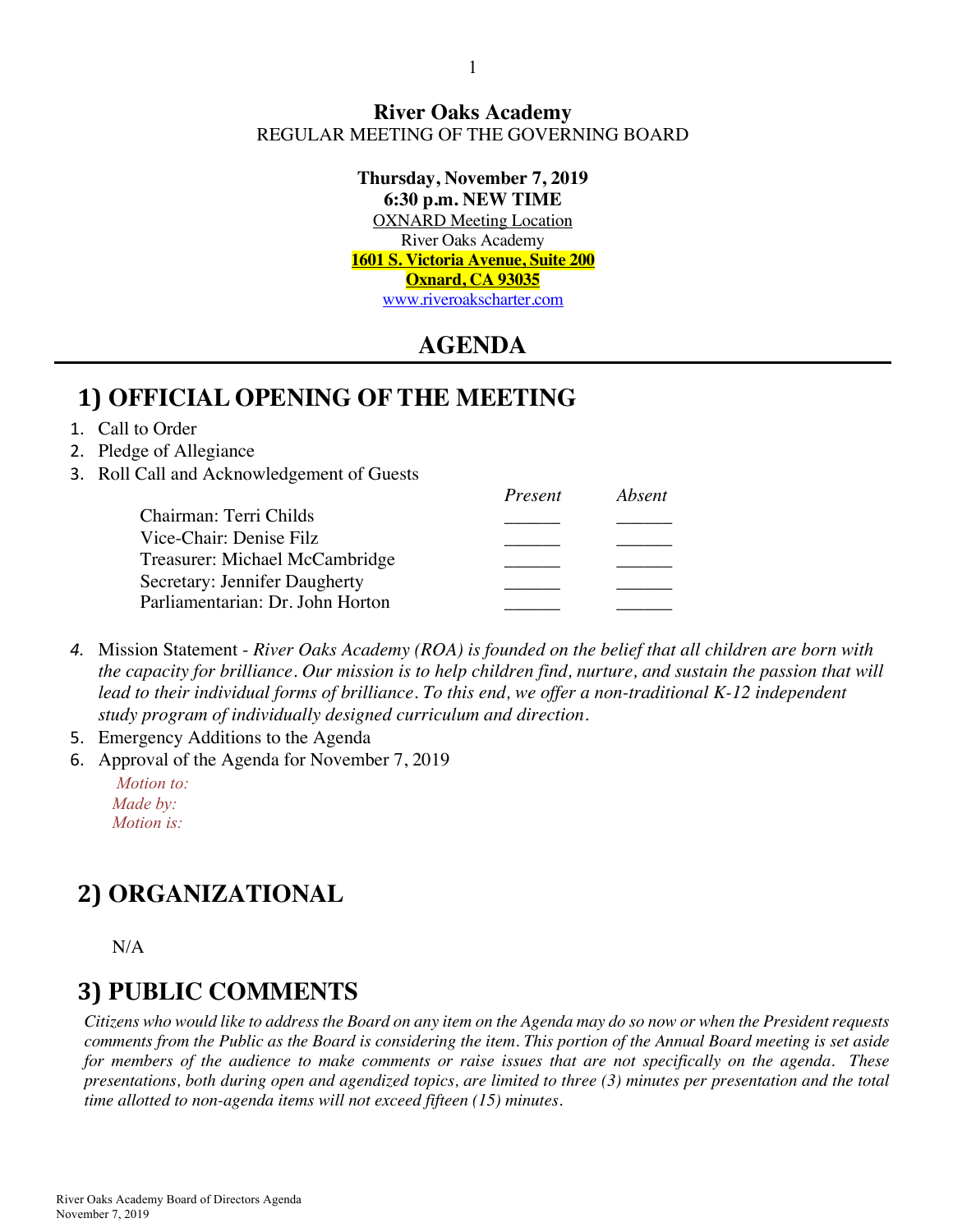# River Oaks Academy

REGULAR MEETING OF THE GOVERNING BOARD

**Thursday, November 7, 2019**
**6:30 p.m. NEW TIME**
OXNARD Meeting Location
River Oaks Academy
**1601 S. Victoria Avenue, Suite 200**
**Oxnard, CA 93035**
www.riveroakscharter.com

## AGENDA

## 1) OFFICIAL OPENING OF THE MEETING

1. Call to Order
2. Pledge of Allegiance
3. Roll Call and Acknowledgement of Guests

| | *Present* | *Absent* |
|---|---|---|
| Chairman: Terri Childs | ______ | ______ |
| Vice-Chair: Denise Filz | ______ | ______ |
| Treasurer: Michael McCambridge | ______ | ______ |
| Secretary: Jennifer Daugherty | ______ | ______ |
| Parliamentarian: Dr. John Horton | ______ | ______ |

4. Mission Statement - *River Oaks Academy (ROA) is founded on the belief that all children are born with the capacity for brilliance. Our mission is to help children find, nurture, and sustain the passion that will lead to their individual forms of brilliance. To this end, we offer a non-traditional K-12 independent study program of individually designed curriculum and direction.*
5. Emergency Additions to the Agenda
6. Approval of the Agenda for November 7, 2019

   *Motion to:*
   *Made by:*
   *Motion is:*

## 2) ORGANIZATIONAL

N/A

## 3) PUBLIC COMMENTS

*Citizens who would like to address the Board on any item on the Agenda may do so now or when the President requests comments from the Public as the Board is considering the item. This portion of the Annual Board meeting is set aside for members of the audience to make comments or raise issues that are not specifically on the agenda. These presentations, both during open and agendized topics, are limited to three (3) minutes per presentation and the total time allotted to non-agenda items will not exceed fifteen (15) minutes.*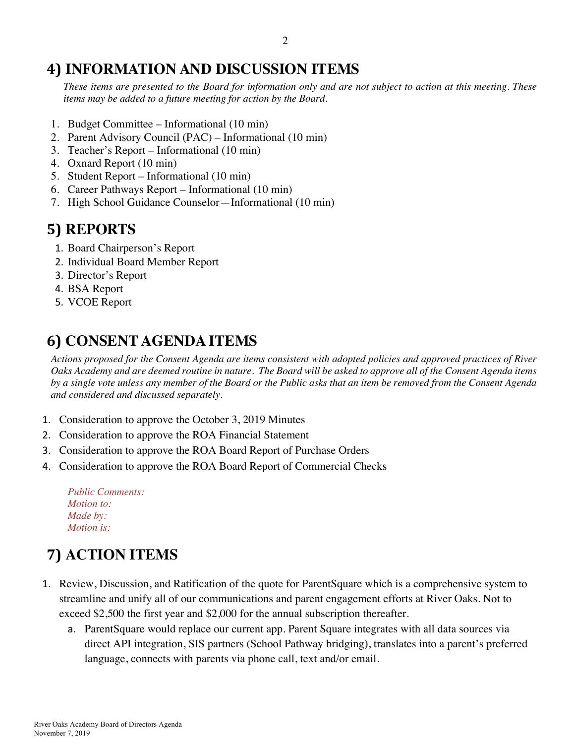## 4) INFORMATION AND DISCUSSION ITEMS

*These items are presented to the Board for information only and are not subject to action at this meeting. These items may be added to a future meeting for action by the Board.*

1. Budget Committee – Informational (10 min)
2. Parent Advisory Council (PAC) – Informational (10 min)
3. Teacher's Report – Informational (10 min)
4. Oxnard Report (10 min)
5. Student Report – Informational (10 min)
6. Career Pathways Report – Informational (10 min)
7. High School Guidance Counselor—Informational (10 min)

## 5) REPORTS

1. Board Chairperson's Report
2. Individual Board Member Report
3. Director's Report
4. BSA Report
5. VCOE Report

## 6) CONSENT AGENDA ITEMS

*Actions proposed for the Consent Agenda are items consistent with adopted policies and approved practices of River Oaks Academy and are deemed routine in nature. The Board will be asked to approve all of the Consent Agenda items by a single vote unless any member of the Board or the Public asks that an item be removed from the Consent Agenda and considered and discussed separately.*

1. Consideration to approve the October 3, 2019 Minutes
2. Consideration to approve the ROA Financial Statement
3. Consideration to approve the ROA Board Report of Purchase Orders
4. Consideration to approve the ROA Board Report of Commercial Checks

*Public Comments:*
*Motion to:*
*Made by:*
*Motion is:*

## 7) ACTION ITEMS

1. Review, Discussion, and Ratification of the quote for ParentSquare which is a comprehensive system to streamline and unify all of our communications and parent engagement efforts at River Oaks. Not to exceed $2,500 the first year and $2,000 for the annual subscription thereafter.
   a. ParentSquare would replace our current app. Parent Square integrates with all data sources via direct API integration, SIS partners (School Pathway bridging), translates into a parent's preferred language, connects with parents via phone call, text and/or email.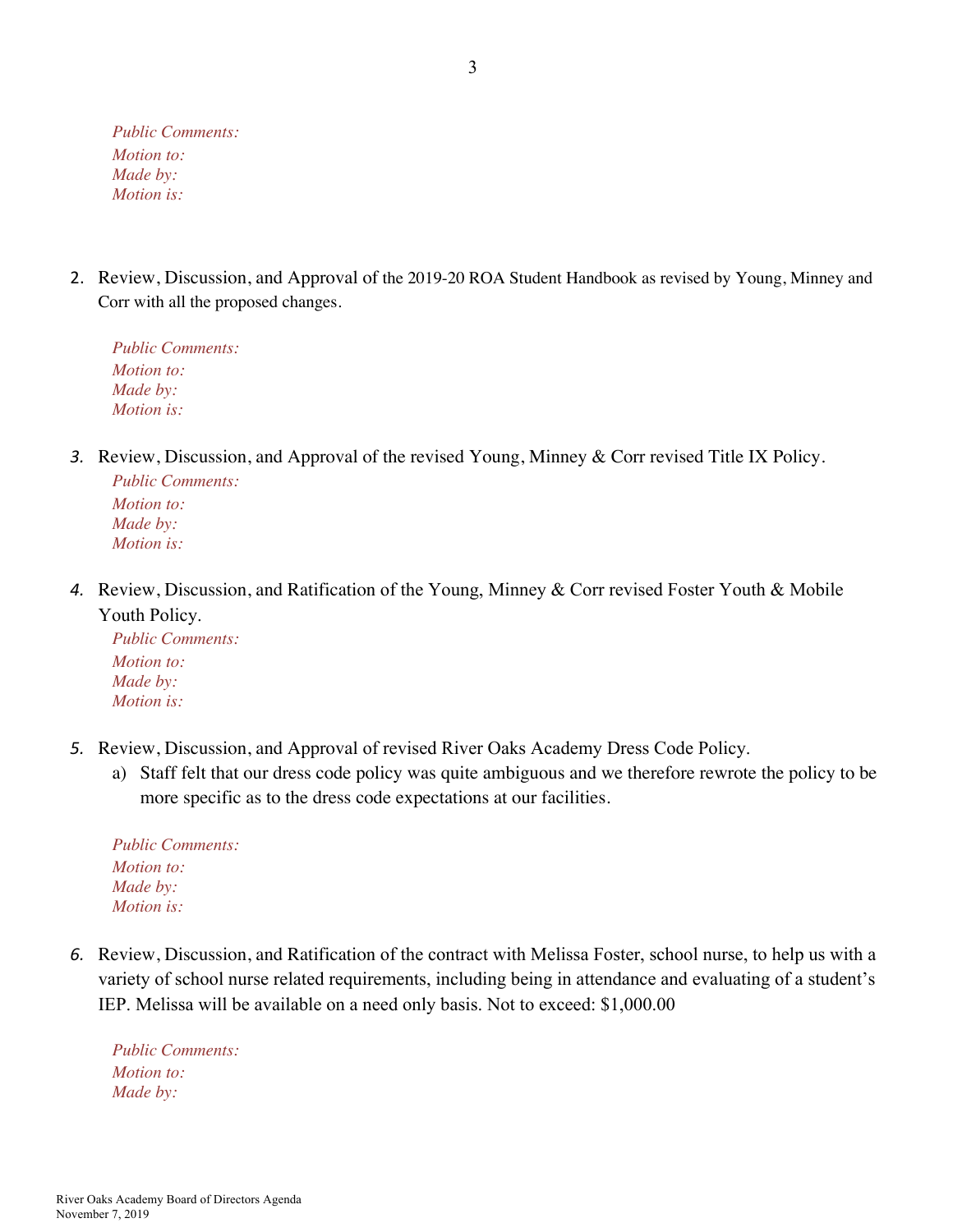*Public Comments:*
*Motion to:*
*Made by:*
*Motion is:*

2. Review, Discussion, and Approval of the 2019-20 ROA Student Handbook as revised by Young, Minney and Corr with all the proposed changes.

   *Public Comments:*
   *Motion to:*
   *Made by:*
   *Motion is:*

3. Review, Discussion, and Approval of the revised Young, Minney & Corr revised Title IX Policy.

   *Public Comments:*
   *Motion to:*
   *Made by:*
   *Motion is:*

4. Review, Discussion, and Ratification of the Young, Minney & Corr revised Foster Youth & Mobile Youth Policy.

   *Public Comments:*
   *Motion to:*
   *Made by:*
   *Motion is:*

5. Review, Discussion, and Approval of revised River Oaks Academy Dress Code Policy.
   a) Staff felt that our dress code policy was quite ambiguous and we therefore rewrote the policy to be more specific as to the dress code expectations at our facilities.

   *Public Comments:*
   *Motion to:*
   *Made by:*
   *Motion is:*

6. Review, Discussion, and Ratification of the contract with Melissa Foster, school nurse, to help us with a variety of school nurse related requirements, including being in attendance and evaluating of a student's IEP. Melissa will be available on a need only basis. Not to exceed: $1,000.00

   *Public Comments:*
   *Motion to:*
   *Made by:*

River Oaks Academy Board of Directors Agenda
November 7, 2019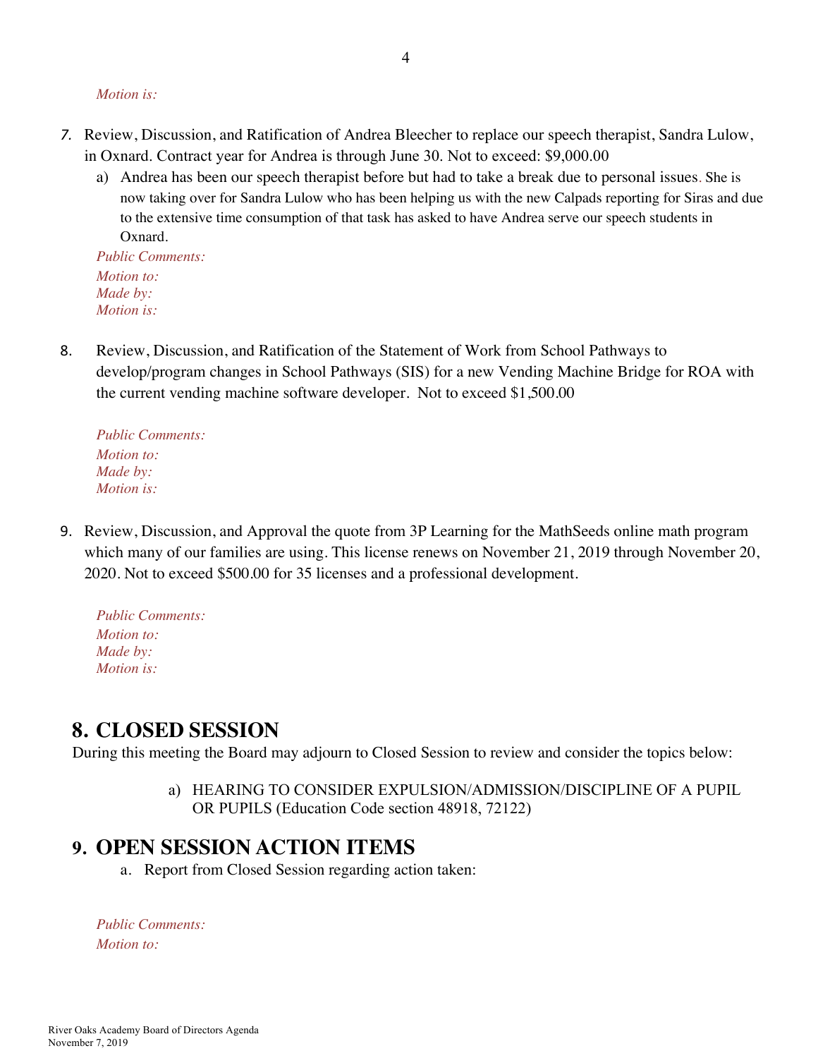*Motion is:*

7. Review, Discussion, and Ratification of Andrea Bleecher to replace our speech therapist, Sandra Lulow, in Oxnard. Contract year for Andrea is through June 30. Not to exceed: $9,000.00
   a) Andrea has been our speech therapist before but had to take a break due to personal issues. She is now taking over for Sandra Lulow who has been helping us with the new Calpads reporting for Siras and due to the extensive time consumption of that task has asked to have Andrea serve our speech students in Oxnard.

   *Public Comments:*
   *Motion to:*
   *Made by:*
   *Motion is:*

8. Review, Discussion, and Ratification of the Statement of Work from School Pathways to develop/program changes in School Pathways (SIS) for a new Vending Machine Bridge for ROA with the current vending machine software developer. Not to exceed $1,500.00

   *Public Comments:*
   *Motion to:*
   *Made by:*
   *Motion is:*

9. Review, Discussion, and Approval the quote from 3P Learning for the MathSeeds online math program which many of our families are using. This license renews on November 21, 2019 through November 20, 2020. Not to exceed $500.00 for 35 licenses and a professional development.

   *Public Comments:*
   *Motion to:*
   *Made by:*
   *Motion is:*

## 8. CLOSED SESSION

During this meeting the Board may adjourn to Closed Session to review and consider the topics below:

a) HEARING TO CONSIDER EXPULSION/ADMISSION/DISCIPLINE OF A PUPIL OR PUPILS (Education Code section 48918, 72122)

## 9. OPEN SESSION ACTION ITEMS

a. Report from Closed Session regarding action taken:

*Public Comments:*
*Motion to:*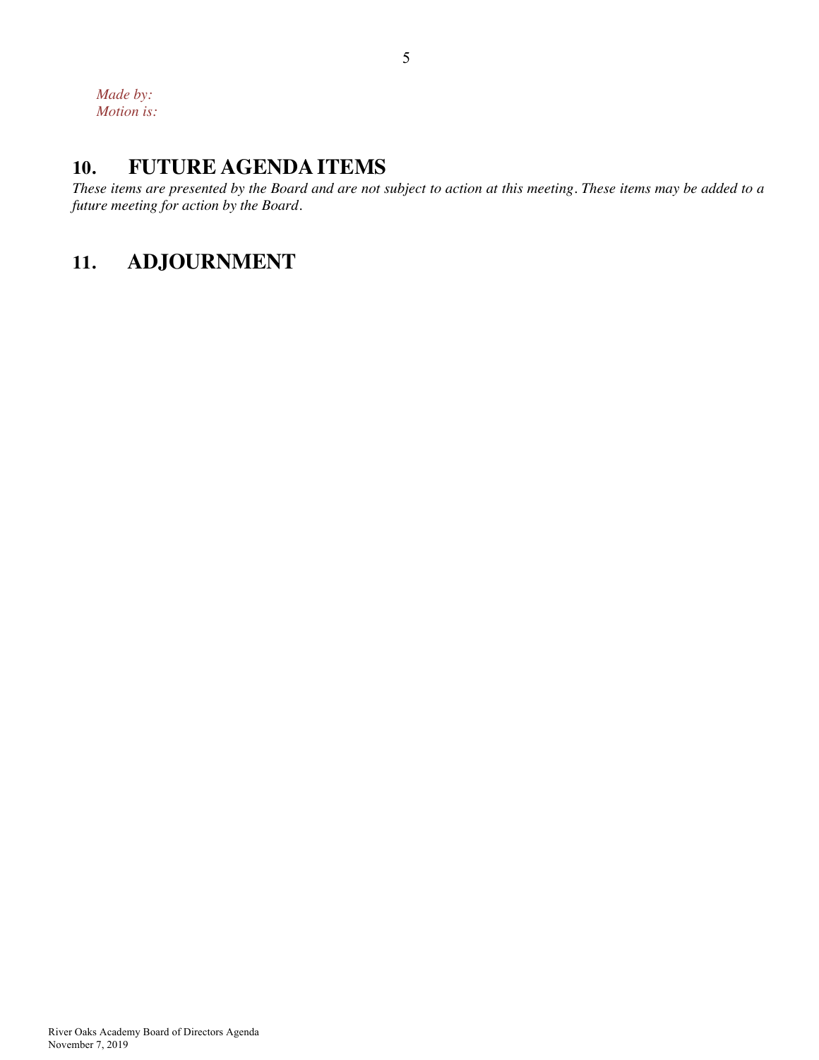*Made by:*
*Motion is:*

## 10. FUTURE AGENDA ITEMS

*These items are presented by the Board and are not subject to action at this meeting. These items may be added to a future meeting for action by the Board.*

## 11. ADJOURNMENT